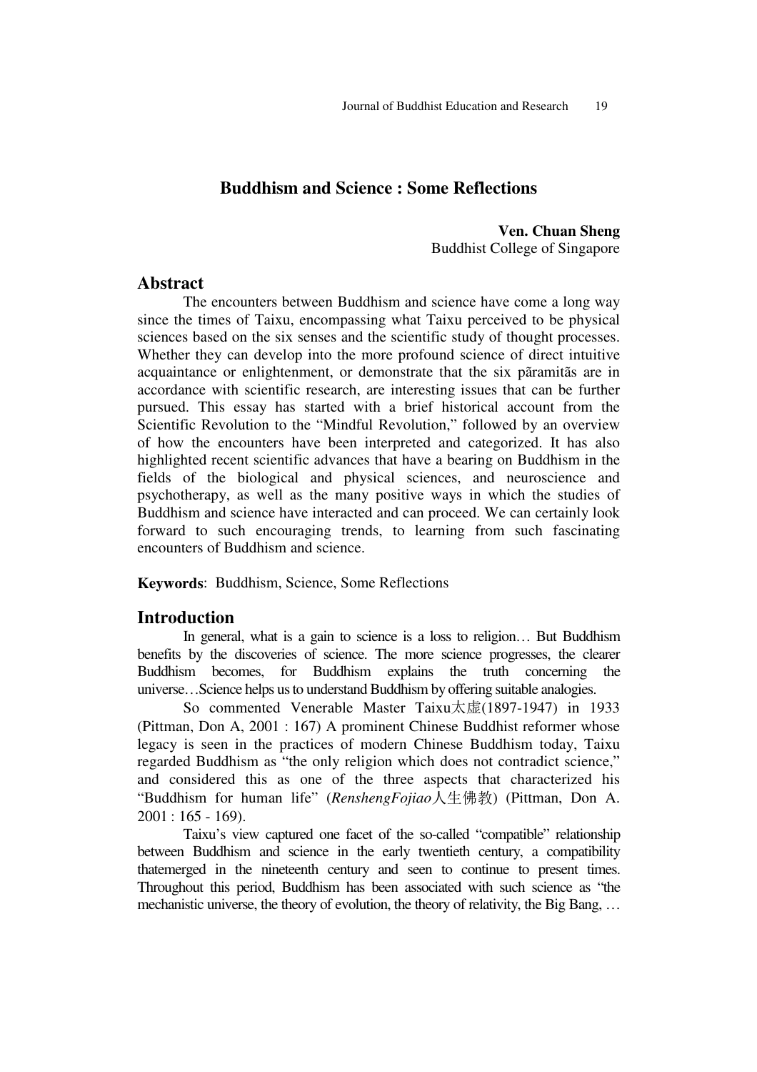## Buddhism and Science : Some Reflections

**Ven. Chuan Sheng**
Buddhist College of Singapore

### Abstract

The encounters between Buddhism and science have come a long way since the times of Taixu, encompassing what Taixu perceived to be physical sciences based on the six senses and the scientific study of thought processes. Whether they can develop into the more profound science of direct intuitive acquaintance or enlightenment, or demonstrate that the six pãramitãs are in accordance with scientific research, are interesting issues that can be further pursued. This essay has started with a brief historical account from the Scientific Revolution to the "Mindful Revolution," followed by an overview of how the encounters have been interpreted and categorized. It has also highlighted recent scientific advances that have a bearing on Buddhism in the fields of the biological and physical sciences, and neuroscience and psychotherapy, as well as the many positive ways in which the studies of Buddhism and science have interacted and can proceed. We can certainly look forward to such encouraging trends, to learning from such fascinating encounters of Buddhism and science.

**Keywords**: Buddhism, Science, Some Reflections

### Introduction

In general, what is a gain to science is a loss to religion… But Buddhism benefits by the discoveries of science. The more science progresses, the clearer Buddhism becomes, for Buddhism explains the truth concerning the universe…Science helps us to understand Buddhism by offering suitable analogies.

So commented Venerable Master Taixu太虚(1897-1947) in 1933 (Pittman, Don A, 2001 : 167) A prominent Chinese Buddhist reformer whose legacy is seen in the practices of modern Chinese Buddhism today, Taixu regarded Buddhism as "the only religion which does not contradict science," and considered this as one of the three aspects that characterized his "Buddhism for human life" (*RenshengFojiao*人生佛教) (Pittman, Don A. 2001 : 165 - 169).

Taixu's view captured one facet of the so-called "compatible" relationship between Buddhism and science in the early twentieth century, a compatibility thatemerged in the nineteenth century and seen to continue to present times. Throughout this period, Buddhism has been associated with such science as "the mechanistic universe, the theory of evolution, the theory of relativity, the Big Bang, …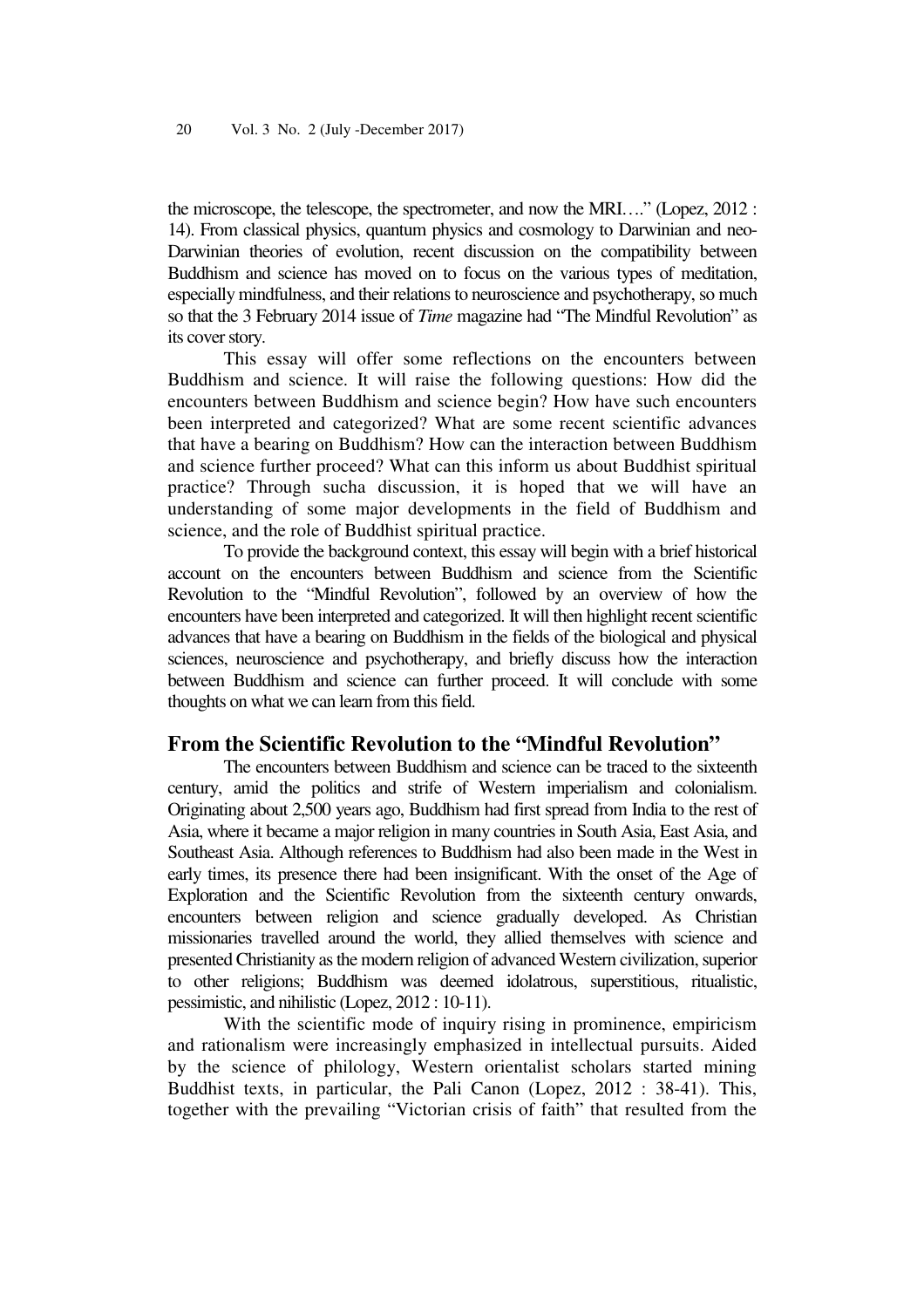the microscope, the telescope, the spectrometer, and now the MRI…." (Lopez, 2012 : 14). From classical physics, quantum physics and cosmology to Darwinian and neo-Darwinian theories of evolution, recent discussion on the compatibility between Buddhism and science has moved on to focus on the various types of meditation, especially mindfulness, and their relations to neuroscience and psychotherapy, so much so that the 3 February 2014 issue of *Time* magazine had "The Mindful Revolution" as its cover story.

This essay will offer some reflections on the encounters between Buddhism and science. It will raise the following questions: How did the encounters between Buddhism and science begin? How have such encounters been interpreted and categorized? What are some recent scientific advances that have a bearing on Buddhism? How can the interaction between Buddhism and science further proceed? What can this inform us about Buddhist spiritual practice? Through sucha discussion, it is hoped that we will have an understanding of some major developments in the field of Buddhism and science, and the role of Buddhist spiritual practice.

To provide the background context, this essay will begin with a brief historical account on the encounters between Buddhism and science from the Scientific Revolution to the "Mindful Revolution", followed by an overview of how the encounters have been interpreted and categorized. It will then highlight recent scientific advances that have a bearing on Buddhism in the fields of the biological and physical sciences, neuroscience and psychotherapy, and briefly discuss how the interaction between Buddhism and science can further proceed. It will conclude with some thoughts on what we can learn from this field.

## From the Scientific Revolution to the "Mindful Revolution"

The encounters between Buddhism and science can be traced to the sixteenth century, amid the politics and strife of Western imperialism and colonialism. Originating about 2,500 years ago, Buddhism had first spread from India to the rest of Asia, where it became a major religion in many countries in South Asia, East Asia, and Southeast Asia. Although references to Buddhism had also been made in the West in early times, its presence there had been insignificant. With the onset of the Age of Exploration and the Scientific Revolution from the sixteenth century onwards, encounters between religion and science gradually developed. As Christian missionaries travelled around the world, they allied themselves with science and presented Christianity as the modern religion of advanced Western civilization, superior to other religions; Buddhism was deemed idolatrous, superstitious, ritualistic, pessimistic, and nihilistic (Lopez, 2012 : 10-11).

With the scientific mode of inquiry rising in prominence, empiricism and rationalism were increasingly emphasized in intellectual pursuits. Aided by the science of philology, Western orientalist scholars started mining Buddhist texts, in particular, the Pali Canon (Lopez, 2012 : 38-41). This, together with the prevailing "Victorian crisis of faith" that resulted from the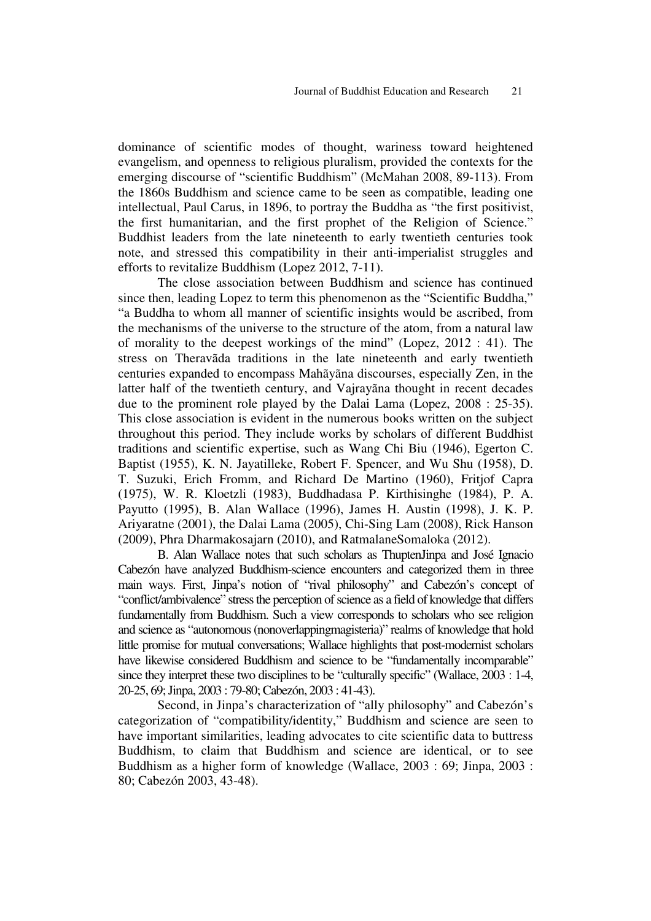dominance of scientific modes of thought, wariness toward heightened evangelism, and openness to religious pluralism, provided the contexts for the emerging discourse of "scientific Buddhism" (McMahan 2008, 89-113). From the 1860s Buddhism and science came to be seen as compatible, leading one intellectual, Paul Carus, in 1896, to portray the Buddha as "the first positivist, the first humanitarian, and the first prophet of the Religion of Science." Buddhist leaders from the late nineteenth to early twentieth centuries took note, and stressed this compatibility in their anti-imperialist struggles and efforts to revitalize Buddhism (Lopez 2012, 7-11).

The close association between Buddhism and science has continued since then, leading Lopez to term this phenomenon as the "Scientific Buddha," "a Buddha to whom all manner of scientific insights would be ascribed, from the mechanisms of the universe to the structure of the atom, from a natural law of morality to the deepest workings of the mind" (Lopez, 2012 : 41). The stress on Theravāda traditions in the late nineteenth and early twentieth centuries expanded to encompass Mahāyāna discourses, especially Zen, in the latter half of the twentieth century, and Vajrayāna thought in recent decades due to the prominent role played by the Dalai Lama (Lopez, 2008 : 25-35). This close association is evident in the numerous books written on the subject throughout this period. They include works by scholars of different Buddhist traditions and scientific expertise, such as Wang Chi Biu (1946), Egerton C. Baptist (1955), K. N. Jayatilleke, Robert F. Spencer, and Wu Shu (1958), D. T. Suzuki, Erich Fromm, and Richard De Martino (1960), Fritjof Capra (1975), W. R. Kloetzli (1983), Buddhadasa P. Kirthisinghe (1984), P. A. Payutto (1995), B. Alan Wallace (1996), James H. Austin (1998), J. K. P. Ariyaratne (2001), the Dalai Lama (2005), Chi-Sing Lam (2008), Rick Hanson (2009), Phra Dharmakosajarn (2010), and RatmalaneSomaloka (2012).

B. Alan Wallace notes that such scholars as ThuptenJinpa and José Ignacio Cabezón have analyzed Buddhism-science encounters and categorized them in three main ways. First, Jinpa's notion of "rival philosophy" and Cabezón's concept of "conflict/ambivalence" stress the perception of science as a field of knowledge that differs fundamentally from Buddhism. Such a view corresponds to scholars who see religion and science as "autonomous (nonoverlappingmagisteria)" realms of knowledge that hold little promise for mutual conversations; Wallace highlights that post-modernist scholars have likewise considered Buddhism and science to be "fundamentally incomparable" since they interpret these two disciplines to be "culturally specific" (Wallace, 2003 : 1-4, 20-25, 69; Jinpa, 2003 : 79-80; Cabezón, 2003 : 41-43).

Second, in Jinpa's characterization of "ally philosophy" and Cabezón's categorization of "compatibility/identity," Buddhism and science are seen to have important similarities, leading advocates to cite scientific data to buttress Buddhism, to claim that Buddhism and science are identical, or to see Buddhism as a higher form of knowledge (Wallace, 2003 : 69; Jinpa, 2003 : 80; Cabezón 2003, 43-48).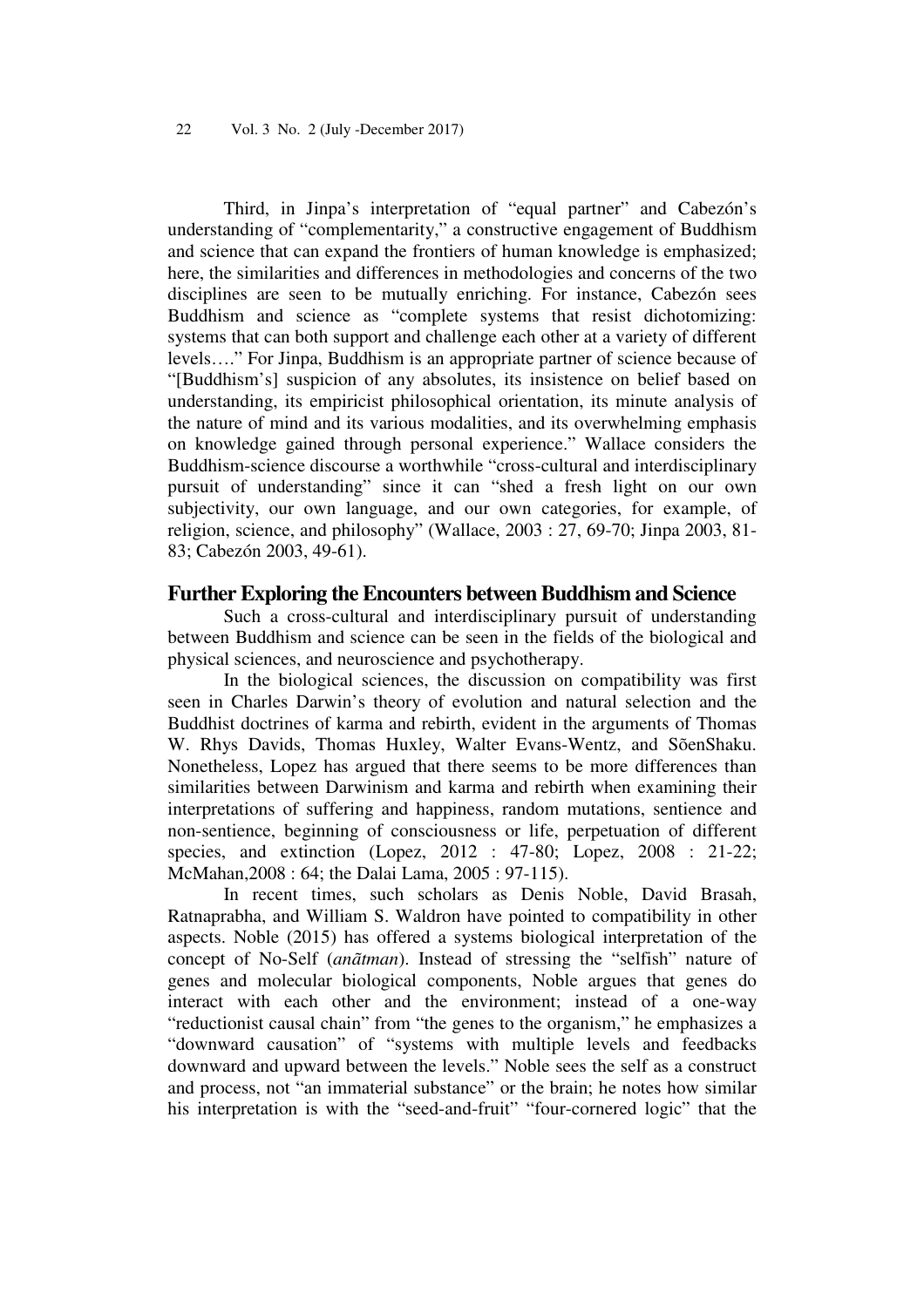Third, in Jinpa's interpretation of "equal partner" and Cabezón's understanding of "complementarity," a constructive engagement of Buddhism and science that can expand the frontiers of human knowledge is emphasized; here, the similarities and differences in methodologies and concerns of the two disciplines are seen to be mutually enriching. For instance, Cabezón sees Buddhism and science as "complete systems that resist dichotomizing: systems that can both support and challenge each other at a variety of different levels…." For Jinpa, Buddhism is an appropriate partner of science because of "[Buddhism's] suspicion of any absolutes, its insistence on belief based on understanding, its empiricist philosophical orientation, its minute analysis of the nature of mind and its various modalities, and its overwhelming emphasis on knowledge gained through personal experience." Wallace considers the Buddhism-science discourse a worthwhile "cross-cultural and interdisciplinary pursuit of understanding" since it can "shed a fresh light on our own subjectivity, our own language, and our own categories, for example, of religion, science, and philosophy" (Wallace, 2003 : 27, 69-70; Jinpa 2003, 81-83; Cabezón 2003, 49-61).

## Further Exploring the Encounters between Buddhism and Science

Such a cross-cultural and interdisciplinary pursuit of understanding between Buddhism and science can be seen in the fields of the biological and physical sciences, and neuroscience and psychotherapy.

In the biological sciences, the discussion on compatibility was first seen in Charles Darwin's theory of evolution and natural selection and the Buddhist doctrines of karma and rebirth, evident in the arguments of Thomas W. Rhys Davids, Thomas Huxley, Walter Evans-Wentz, and SõenShaku. Nonetheless, Lopez has argued that there seems to be more differences than similarities between Darwinism and karma and rebirth when examining their interpretations of suffering and happiness, random mutations, sentience and non-sentience, beginning of consciousness or life, perpetuation of different species, and extinction (Lopez, 2012 : 47-80; Lopez, 2008 : 21-22; McMahan,2008 : 64; the Dalai Lama, 2005 : 97-115).

In recent times, such scholars as Denis Noble, David Brasah, Ratnaprabha, and William S. Waldron have pointed to compatibility in other aspects. Noble (2015) has offered a systems biological interpretation of the concept of No-Self (*anãtman*). Instead of stressing the "selfish" nature of genes and molecular biological components, Noble argues that genes do interact with each other and the environment; instead of a one-way "reductionist causal chain" from "the genes to the organism," he emphasizes a "downward causation" of "systems with multiple levels and feedbacks downward and upward between the levels." Noble sees the self as a construct and process, not "an immaterial substance" or the brain; he notes how similar his interpretation is with the "seed-and-fruit" "four-cornered logic" that the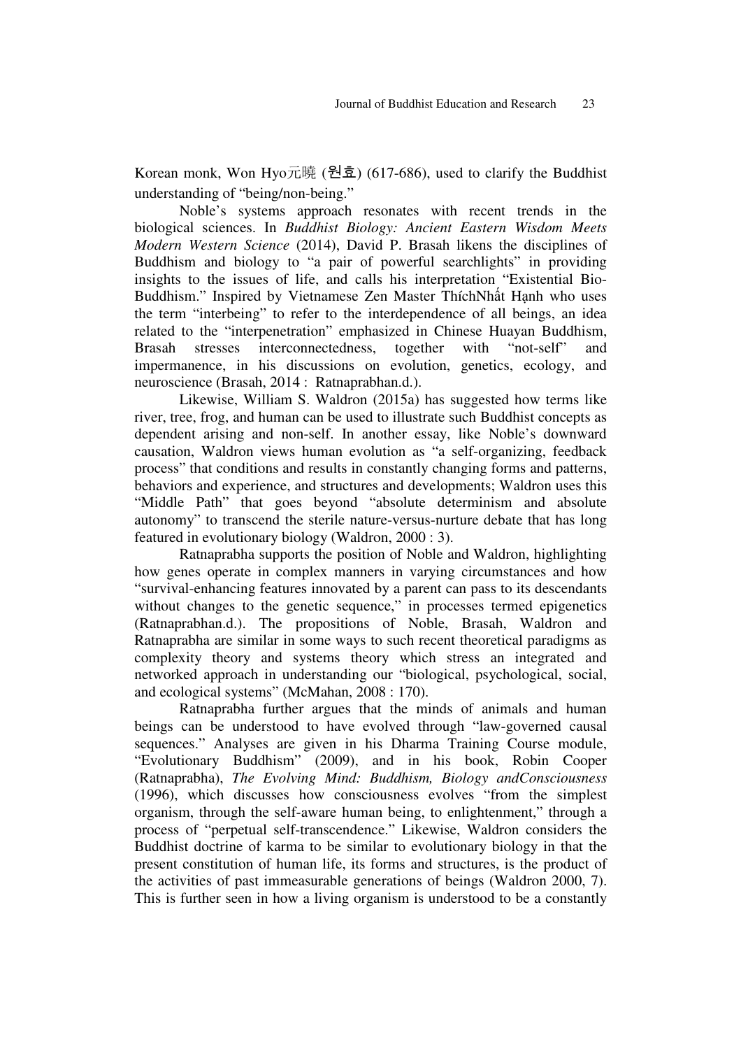Korean monk, Won Hyo元曉 (원효) (617-686), used to clarify the Buddhist understanding of "being/non-being."

Noble's systems approach resonates with recent trends in the biological sciences. In *Buddhist Biology: Ancient Eastern Wisdom Meets Modern Western Science* (2014), David P. Brasah likens the disciplines of Buddhism and biology to "a pair of powerful searchlights" in providing insights to the issues of life, and calls his interpretation "Existential Bio-Buddhism." Inspired by Vietnamese Zen Master ThíchNhất Hạnh who uses the term "interbeing" to refer to the interdependence of all beings, an idea related to the "interpenetration" emphasized in Chinese Huayan Buddhism, Brasah stresses interconnectedness, together with "not-self" and impermanence, in his discussions on evolution, genetics, ecology, and neuroscience (Brasah, 2014 : Ratnaprabhan.d.).

Likewise, William S. Waldron (2015a) has suggested how terms like river, tree, frog, and human can be used to illustrate such Buddhist concepts as dependent arising and non-self. In another essay, like Noble's downward causation, Waldron views human evolution as "a self-organizing, feedback process" that conditions and results in constantly changing forms and patterns, behaviors and experience, and structures and developments; Waldron uses this "Middle Path" that goes beyond "absolute determinism and absolute autonomy" to transcend the sterile nature-versus-nurture debate that has long featured in evolutionary biology (Waldron, 2000 : 3).

Ratnaprabha supports the position of Noble and Waldron, highlighting how genes operate in complex manners in varying circumstances and how "survival-enhancing features innovated by a parent can pass to its descendants without changes to the genetic sequence," in processes termed epigenetics (Ratnaprabhan.d.). The propositions of Noble, Brasah, Waldron and Ratnaprabha are similar in some ways to such recent theoretical paradigms as complexity theory and systems theory which stress an integrated and networked approach in understanding our "biological, psychological, social, and ecological systems" (McMahan, 2008 : 170).

Ratnaprabha further argues that the minds of animals and human beings can be understood to have evolved through "law-governed causal sequences." Analyses are given in his Dharma Training Course module, "Evolutionary Buddhism" (2009), and in his book, Robin Cooper (Ratnaprabha), *The Evolving Mind: Buddhism, Biology andConsciousness* (1996), which discusses how consciousness evolves "from the simplest organism, through the self-aware human being, to enlightenment," through a process of "perpetual self-transcendence." Likewise, Waldron considers the Buddhist doctrine of karma to be similar to evolutionary biology in that the present constitution of human life, its forms and structures, is the product of the activities of past immeasurable generations of beings (Waldron 2000, 7). This is further seen in how a living organism is understood to be a constantly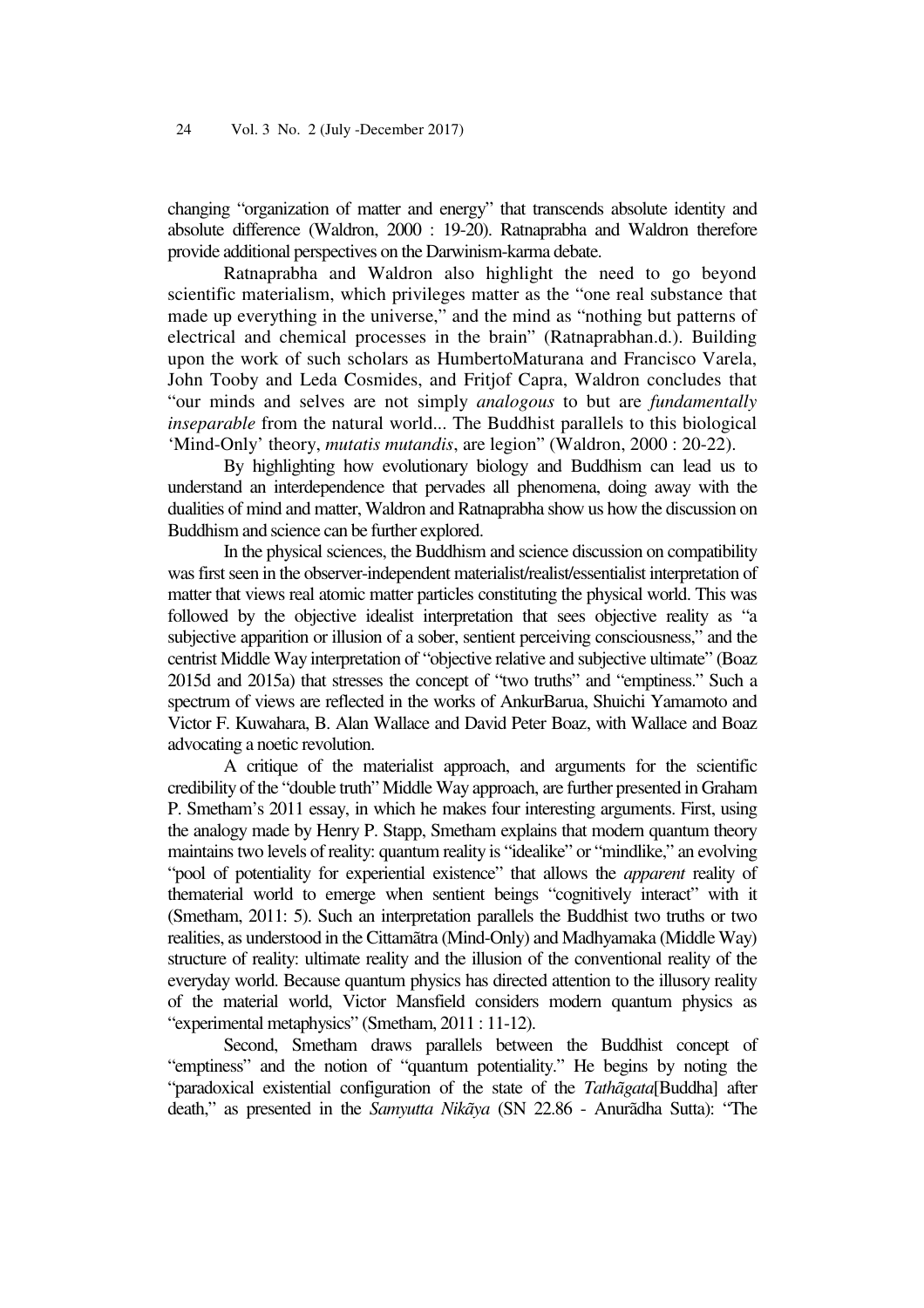changing "organization of matter and energy" that transcends absolute identity and absolute difference (Waldron, 2000 : 19-20). Ratnaprabha and Waldron therefore provide additional perspectives on the Darwinism-karma debate.

Ratnaprabha and Waldron also highlight the need to go beyond scientific materialism, which privileges matter as the "one real substance that made up everything in the universe," and the mind as "nothing but patterns of electrical and chemical processes in the brain" (Ratnaprabhan.d.). Building upon the work of such scholars as HumbertoMaturana and Francisco Varela, John Tooby and Leda Cosmides, and Fritjof Capra, Waldron concludes that "our minds and selves are not simply *analogous* to but are *fundamentally inseparable* from the natural world... The Buddhist parallels to this biological 'Mind-Only' theory, *mutatis mutandis*, are legion" (Waldron, 2000 : 20-22).

By highlighting how evolutionary biology and Buddhism can lead us to understand an interdependence that pervades all phenomena, doing away with the dualities of mind and matter, Waldron and Ratnaprabha show us how the discussion on Buddhism and science can be further explored.

In the physical sciences, the Buddhism and science discussion on compatibility was first seen in the observer-independent materialist/realist/essentialist interpretation of matter that views real atomic matter particles constituting the physical world. This was followed by the objective idealist interpretation that sees objective reality as "a subjective apparition or illusion of a sober, sentient perceiving consciousness," and the centrist Middle Way interpretation of "objective relative and subjective ultimate" (Boaz 2015d and 2015a) that stresses the concept of "two truths" and "emptiness." Such a spectrum of views are reflected in the works of AnkurBarua, Shuichi Yamamoto and Victor F. Kuwahara, B. Alan Wallace and David Peter Boaz, with Wallace and Boaz advocating a noetic revolution.

A critique of the materialist approach, and arguments for the scientific credibility of the "double truth" Middle Way approach, are further presented in Graham P. Smetham's 2011 essay, in which he makes four interesting arguments. First, using the analogy made by Henry P. Stapp, Smetham explains that modern quantum theory maintains two levels of reality: quantum reality is "idealike" or "mindlike," an evolving "pool of potentiality for experiential existence" that allows the *apparent* reality of thematerial world to emerge when sentient beings "cognitively interact" with it (Smetham, 2011: 5). Such an interpretation parallels the Buddhist two truths or two realities, as understood in the Cittamãtra (Mind-Only) and Madhyamaka (Middle Way) structure of reality: ultimate reality and the illusion of the conventional reality of the everyday world. Because quantum physics has directed attention to the illusory reality of the material world, Victor Mansfield considers modern quantum physics as "experimental metaphysics" (Smetham, 2011 : 11-12).

Second, Smetham draws parallels between the Buddhist concept of "emptiness" and the notion of "quantum potentiality." He begins by noting the "paradoxical existential configuration of the state of the *Tathãgata*[Buddha] after death," as presented in the *Samyutta Nikãya* (SN 22.86 - Anurãdha Sutta): "The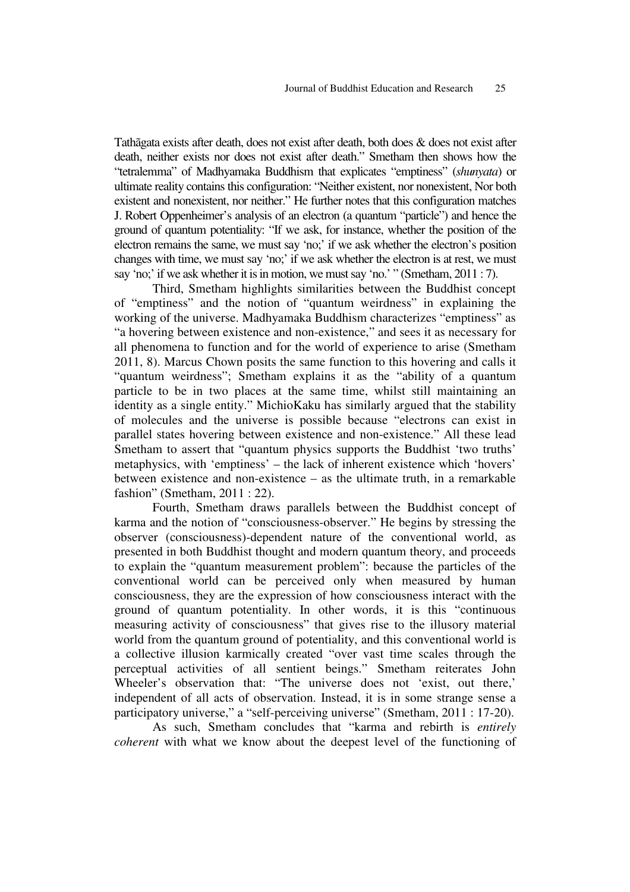Tathãgata exists after death, does not exist after death, both does & does not exist after death, neither exists nor does not exist after death." Smetham then shows how the "tetralemma" of Madhyamaka Buddhism that explicates "emptiness" (*shunyata*) or ultimate reality contains this configuration: "Neither existent, nor nonexistent, Nor both existent and nonexistent, nor neither." He further notes that this configuration matches J. Robert Oppenheimer's analysis of an electron (a quantum "particle") and hence the ground of quantum potentiality: "If we ask, for instance, whether the position of the electron remains the same, we must say 'no;' if we ask whether the electron's position changes with time, we must say 'no;' if we ask whether the electron is at rest, we must say 'no;' if we ask whether it is in motion, we must say 'no.' " (Smetham, 2011 : 7).

Third, Smetham highlights similarities between the Buddhist concept of "emptiness" and the notion of "quantum weirdness" in explaining the working of the universe. Madhyamaka Buddhism characterizes "emptiness" as "a hovering between existence and non-existence," and sees it as necessary for all phenomena to function and for the world of experience to arise (Smetham 2011, 8). Marcus Chown posits the same function to this hovering and calls it "quantum weirdness"; Smetham explains it as the "ability of a quantum particle to be in two places at the same time, whilst still maintaining an identity as a single entity." MichioKaku has similarly argued that the stability of molecules and the universe is possible because "electrons can exist in parallel states hovering between existence and non-existence." All these lead Smetham to assert that "quantum physics supports the Buddhist 'two truths' metaphysics, with 'emptiness' – the lack of inherent existence which 'hovers' between existence and non-existence – as the ultimate truth, in a remarkable fashion" (Smetham, 2011 : 22).

Fourth, Smetham draws parallels between the Buddhist concept of karma and the notion of "consciousness-observer." He begins by stressing the observer (consciousness)-dependent nature of the conventional world, as presented in both Buddhist thought and modern quantum theory, and proceeds to explain the "quantum measurement problem": because the particles of the conventional world can be perceived only when measured by human consciousness, they are the expression of how consciousness interact with the ground of quantum potentiality. In other words, it is this "continuous measuring activity of consciousness" that gives rise to the illusory material world from the quantum ground of potentiality, and this conventional world is a collective illusion karmically created "over vast time scales through the perceptual activities of all sentient beings." Smetham reiterates John Wheeler's observation that: "The universe does not 'exist, out there,' independent of all acts of observation. Instead, it is in some strange sense a participatory universe," a "self-perceiving universe" (Smetham, 2011 : 17-20).

As such, Smetham concludes that "karma and rebirth is *entirely coherent* with what we know about the deepest level of the functioning of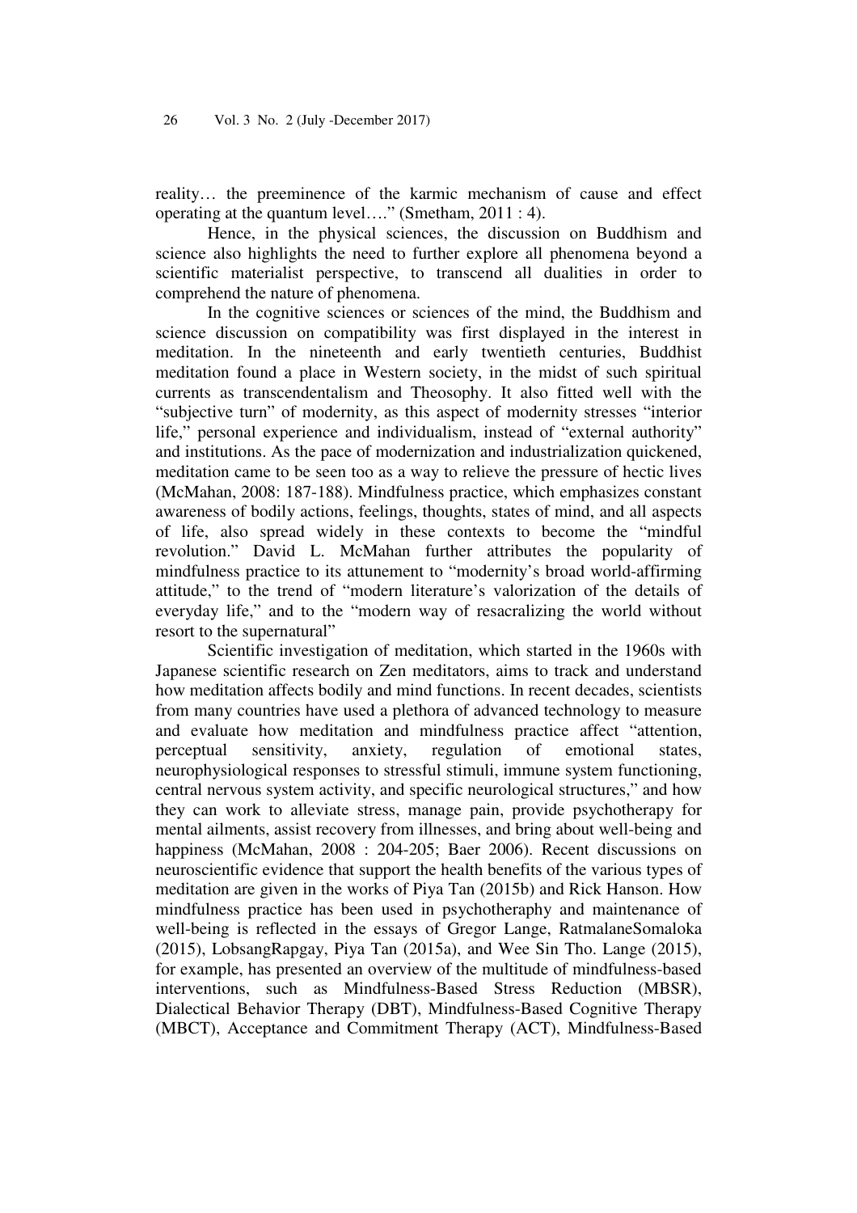reality… the preeminence of the karmic mechanism of cause and effect operating at the quantum level…." (Smetham, 2011 : 4).

Hence, in the physical sciences, the discussion on Buddhism and science also highlights the need to further explore all phenomena beyond a scientific materialist perspective, to transcend all dualities in order to comprehend the nature of phenomena.

In the cognitive sciences or sciences of the mind, the Buddhism and science discussion on compatibility was first displayed in the interest in meditation. In the nineteenth and early twentieth centuries, Buddhist meditation found a place in Western society, in the midst of such spiritual currents as transcendentalism and Theosophy. It also fitted well with the "subjective turn" of modernity, as this aspect of modernity stresses "interior life," personal experience and individualism, instead of "external authority" and institutions. As the pace of modernization and industrialization quickened, meditation came to be seen too as a way to relieve the pressure of hectic lives (McMahan, 2008: 187-188). Mindfulness practice, which emphasizes constant awareness of bodily actions, feelings, thoughts, states of mind, and all aspects of life, also spread widely in these contexts to become the "mindful revolution." David L. McMahan further attributes the popularity of mindfulness practice to its attunement to "modernity's broad world-affirming attitude," to the trend of "modern literature's valorization of the details of everyday life," and to the "modern way of resacralizing the world without resort to the supernatural"

Scientific investigation of meditation, which started in the 1960s with Japanese scientific research on Zen meditators, aims to track and understand how meditation affects bodily and mind functions. In recent decades, scientists from many countries have used a plethora of advanced technology to measure and evaluate how meditation and mindfulness practice affect "attention, perceptual sensitivity, anxiety, regulation of emotional states, neurophysiological responses to stressful stimuli, immune system functioning, central nervous system activity, and specific neurological structures," and how they can work to alleviate stress, manage pain, provide psychotherapy for mental ailments, assist recovery from illnesses, and bring about well-being and happiness (McMahan, 2008 : 204-205; Baer 2006). Recent discussions on neuroscientific evidence that support the health benefits of the various types of meditation are given in the works of Piya Tan (2015b) and Rick Hanson. How mindfulness practice has been used in psychotheraphy and maintenance of well-being is reflected in the essays of Gregor Lange, RatmalaneSomaloka (2015), LobsangRapgay, Piya Tan (2015a), and Wee Sin Tho. Lange (2015), for example, has presented an overview of the multitude of mindfulness-based interventions, such as Mindfulness-Based Stress Reduction (MBSR), Dialectical Behavior Therapy (DBT), Mindfulness-Based Cognitive Therapy (MBCT), Acceptance and Commitment Therapy (ACT), Mindfulness-Based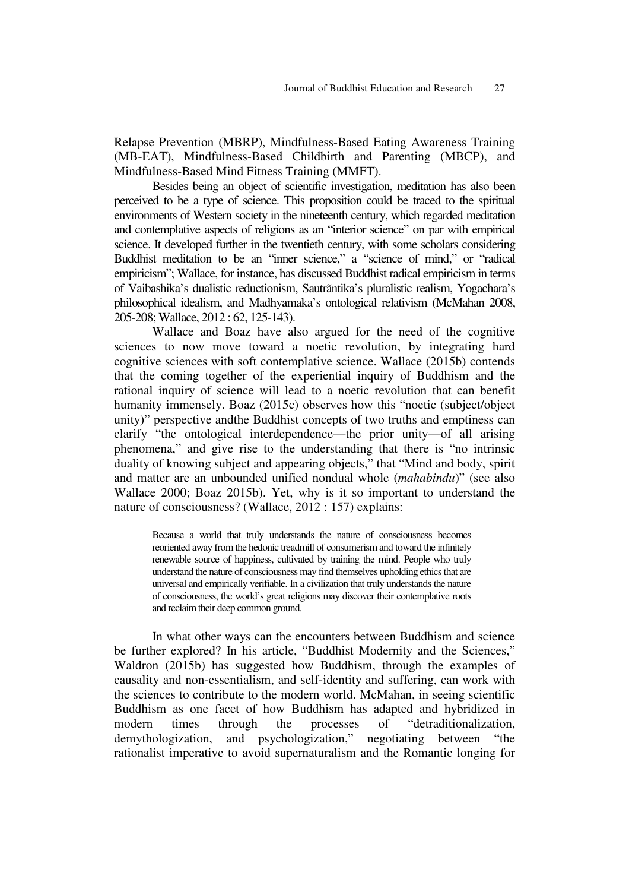Relapse Prevention (MBRP), Mindfulness-Based Eating Awareness Training (MB-EAT), Mindfulness-Based Childbirth and Parenting (MBCP), and Mindfulness-Based Mind Fitness Training (MMFT).

Besides being an object of scientific investigation, meditation has also been perceived to be a type of science. This proposition could be traced to the spiritual environments of Western society in the nineteenth century, which regarded meditation and contemplative aspects of religions as an "interior science" on par with empirical science. It developed further in the twentieth century, with some scholars considering Buddhist meditation to be an "inner science," a "science of mind," or "radical empiricism"; Wallace, for instance, has discussed Buddhist radical empiricism in terms of Vaibashika's dualistic reductionism, Sautrāntika's pluralistic realism, Yogachara's philosophical idealism, and Madhyamaka's ontological relativism (McMahan 2008, 205-208; Wallace, 2012 : 62, 125-143).

Wallace and Boaz have also argued for the need of the cognitive sciences to now move toward a noetic revolution, by integrating hard cognitive sciences with soft contemplative science. Wallace (2015b) contends that the coming together of the experiential inquiry of Buddhism and the rational inquiry of science will lead to a noetic revolution that can benefit humanity immensely. Boaz (2015c) observes how this "noetic (subject/object unity)" perspective andthe Buddhist concepts of two truths and emptiness can clarify "the ontological interdependence—the prior unity—of all arising phenomena," and give rise to the understanding that there is "no intrinsic duality of knowing subject and appearing objects," that "Mind and body, spirit and matter are an unbounded unified nondual whole (*mahabindu*)" (see also Wallace 2000; Boaz 2015b). Yet, why is it so important to understand the nature of consciousness? (Wallace, 2012 : 157) explains:

> Because a world that truly understands the nature of consciousness becomes reoriented away from the hedonic treadmill of consumerism and toward the infinitely renewable source of happiness, cultivated by training the mind. People who truly understand the nature of consciousness may find themselves upholding ethics that are universal and empirically verifiable. In a civilization that truly understands the nature of consciousness, the world's great religions may discover their contemplative roots and reclaim their deep common ground.

In what other ways can the encounters between Buddhism and science be further explored? In his article, "Buddhist Modernity and the Sciences," Waldron (2015b) has suggested how Buddhism, through the examples of causality and non-essentialism, and self-identity and suffering, can work with the sciences to contribute to the modern world. McMahan, in seeing scientific Buddhism as one facet of how Buddhism has adapted and hybridized in modern times through the processes of "detraditionalization, demythologization, and psychologization," negotiating between "the rationalist imperative to avoid supernaturalism and the Romantic longing for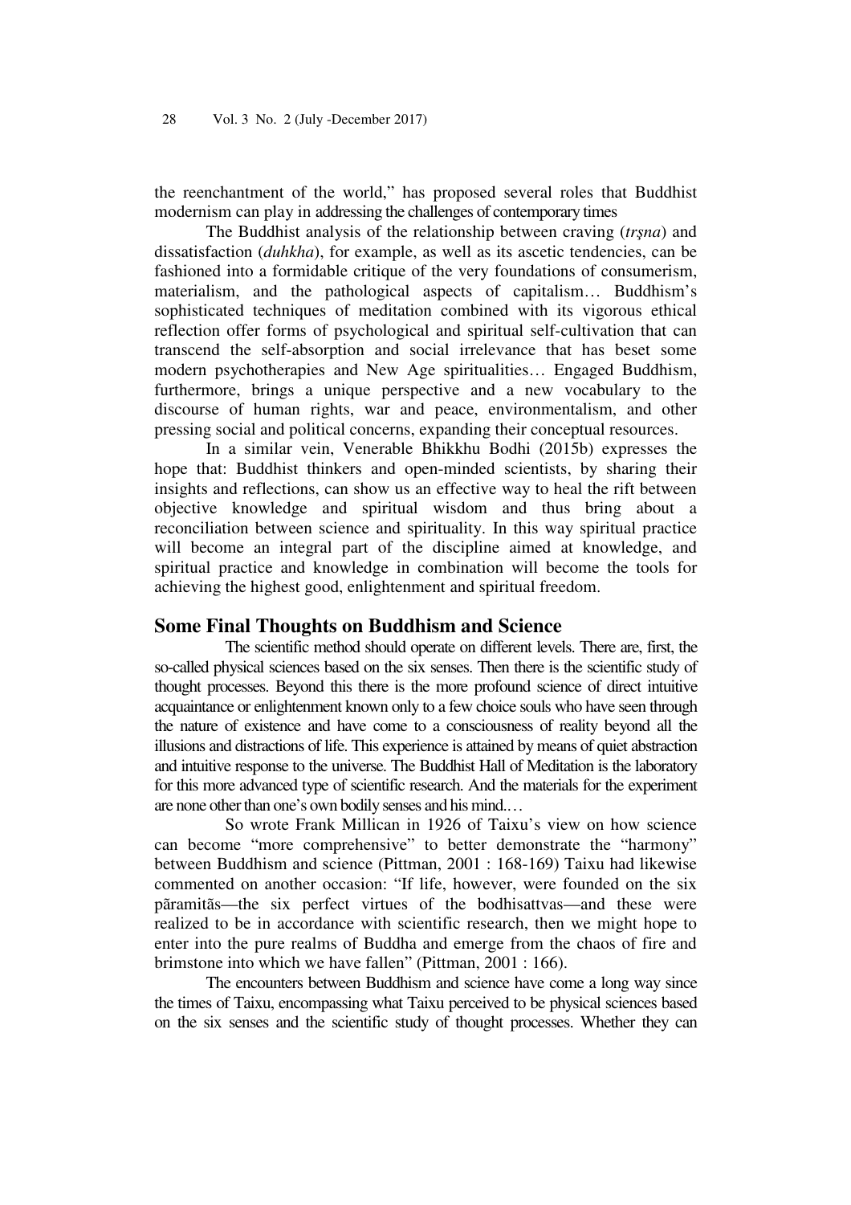the reenchantment of the world," has proposed several roles that Buddhist modernism can play in addressing the challenges of contemporary times

> The Buddhist analysis of the relationship between craving (*tṛṣna*) and dissatisfaction (*duhkha*), for example, as well as its ascetic tendencies, can be fashioned into a formidable critique of the very foundations of consumerism, materialism, and the pathological aspects of capitalism… Buddhism's sophisticated techniques of meditation combined with its vigorous ethical reflection offer forms of psychological and spiritual self-cultivation that can transcend the self-absorption and social irrelevance that has beset some modern psychotherapies and New Age spiritualities… Engaged Buddhism, furthermore, brings a unique perspective and a new vocabulary to the discourse of human rights, war and peace, environmentalism, and other pressing social and political concerns, expanding their conceptual resources.

In a similar vein, Venerable Bhikkhu Bodhi (2015b) expresses the hope that: Buddhist thinkers and open-minded scientists, by sharing their insights and reflections, can show us an effective way to heal the rift between objective knowledge and spiritual wisdom and thus bring about a reconciliation between science and spirituality. In this way spiritual practice will become an integral part of the discipline aimed at knowledge, and spiritual practice and knowledge in combination will become the tools for achieving the highest good, enlightenment and spiritual freedom.

## Some Final Thoughts on Buddhism and Science

> The scientific method should operate on different levels. There are, first, the so-called physical sciences based on the six senses. Then there is the scientific study of thought processes. Beyond this there is the more profound science of direct intuitive acquaintance or enlightenment known only to a few choice souls who have seen through the nature of existence and have come to a consciousness of reality beyond all the illusions and distractions of life. This experience is attained by means of quiet abstraction and intuitive response to the universe. The Buddhist Hall of Meditation is the laboratory for this more advanced type of scientific research. And the materials for the experiment are none other than one's own bodily senses and his mind.…

So wrote Frank Millican in 1926 of Taixu's view on how science can become "more comprehensive" to better demonstrate the "harmony" between Buddhism and science (Pittman, 2001 : 168-169) Taixu had likewise commented on another occasion: "If life, however, were founded on the six pāramitās—the six perfect virtues of the bodhisattvas—and these were realized to be in accordance with scientific research, then we might hope to enter into the pure realms of Buddha and emerge from the chaos of fire and brimstone into which we have fallen" (Pittman, 2001 : 166).

The encounters between Buddhism and science have come a long way since the times of Taixu, encompassing what Taixu perceived to be physical sciences based on the six senses and the scientific study of thought processes. Whether they can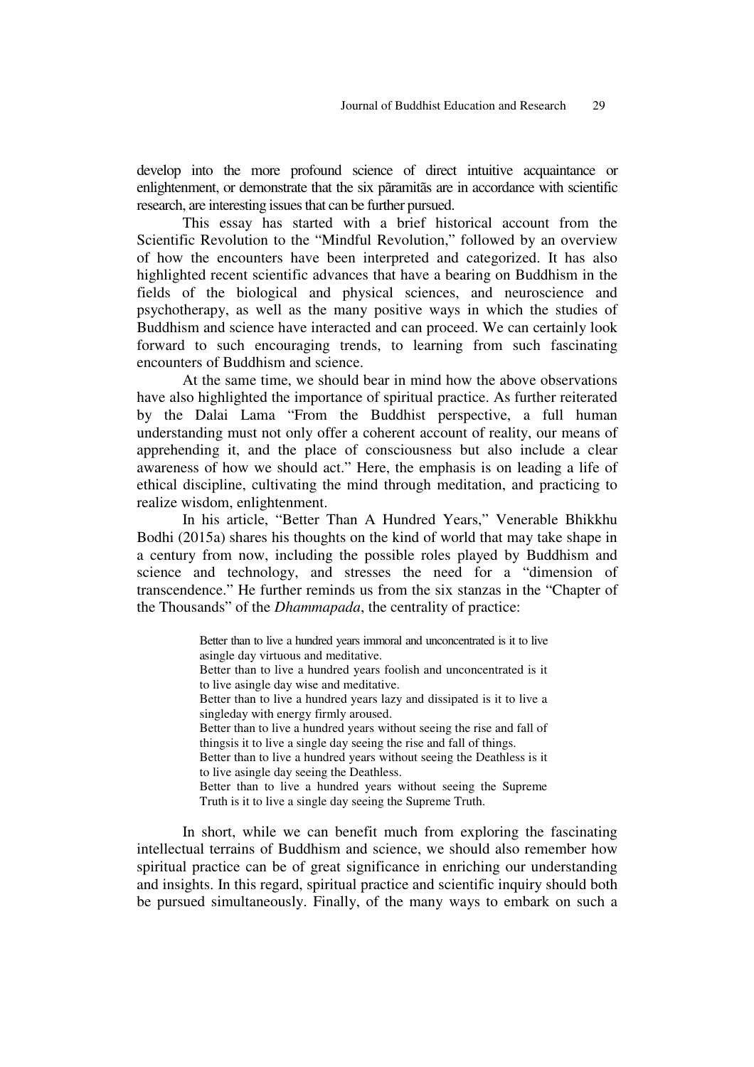develop into the more profound science of direct intuitive acquaintance or enlightenment, or demonstrate that the six pāramitās are in accordance with scientific research, are interesting issues that can be further pursued.

This essay has started with a brief historical account from the Scientific Revolution to the "Mindful Revolution," followed by an overview of how the encounters have been interpreted and categorized. It has also highlighted recent scientific advances that have a bearing on Buddhism in the fields of the biological and physical sciences, and neuroscience and psychotherapy, as well as the many positive ways in which the studies of Buddhism and science have interacted and can proceed. We can certainly look forward to such encouraging trends, to learning from such fascinating encounters of Buddhism and science.

At the same time, we should bear in mind how the above observations have also highlighted the importance of spiritual practice. As further reiterated by the Dalai Lama "From the Buddhist perspective, a full human understanding must not only offer a coherent account of reality, our means of apprehending it, and the place of consciousness but also include a clear awareness of how we should act." Here, the emphasis is on leading a life of ethical discipline, cultivating the mind through meditation, and practicing to realize wisdom, enlightenment.

In his article, "Better Than A Hundred Years," Venerable Bhikkhu Bodhi (2015a) shares his thoughts on the kind of world that may take shape in a century from now, including the possible roles played by Buddhism and science and technology, and stresses the need for a "dimension of transcendence." He further reminds us from the six stanzas in the "Chapter of the Thousands" of the *Dhammapada*, the centrality of practice:

> Better than to live a hundred years immoral and unconcentrated is it to live asingle day virtuous and meditative.
> Better than to live a hundred years foolish and unconcentrated is it to live asingle day wise and meditative.
> Better than to live a hundred years lazy and dissipated is it to live a singleday with energy firmly aroused.
> Better than to live a hundred years without seeing the rise and fall of thingsis it to live a single day seeing the rise and fall of things.
> Better than to live a hundred years without seeing the Deathless is it to live asingle day seeing the Deathless.
> Better than to live a hundred years without seeing the Supreme Truth is it to live a single day seeing the Supreme Truth.

In short, while we can benefit much from exploring the fascinating intellectual terrains of Buddhism and science, we should also remember how spiritual practice can be of great significance in enriching our understanding and insights. In this regard, spiritual practice and scientific inquiry should both be pursued simultaneously. Finally, of the many ways to embark on such a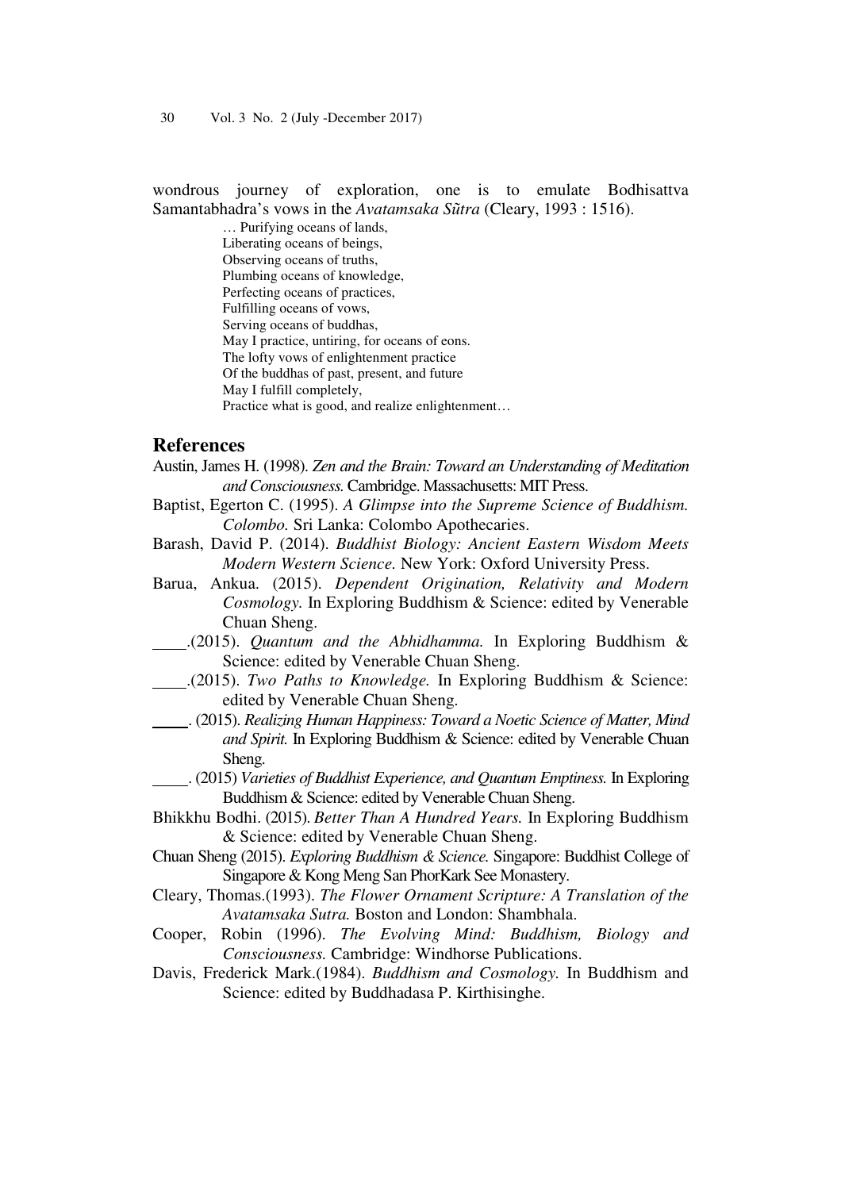wondrous journey of exploration, one is to emulate Bodhisattva Samantabhadra's vows in the *Avatamsaka Sũtra* (Cleary, 1993 : 1516).

> … Purifying oceans of lands,
> Liberating oceans of beings,
> Observing oceans of truths,
> Plumbing oceans of knowledge,
> Perfecting oceans of practices,
> Fulfilling oceans of vows,
> Serving oceans of buddhas,
> May I practice, untiring, for oceans of eons.
> The lofty vows of enlightenment practice
> Of the buddhas of past, present, and future
> May I fulfill completely,
> Practice what is good, and realize enlightenment…

## References

Austin, James H. (1998). *Zen and the Brain: Toward an Understanding of Meditation and Consciousness.* Cambridge. Massachusetts: MIT Press.

Baptist, Egerton C. (1995). *A Glimpse into the Supreme Science of Buddhism. Colombo.* Sri Lanka: Colombo Apothecaries.

Barash, David P. (2014). *Buddhist Biology: Ancient Eastern Wisdom Meets Modern Western Science.* New York: Oxford University Press.

Barua, Ankua. (2015). *Dependent Origination, Relativity and Modern Cosmology.* In Exploring Buddhism & Science: edited by Venerable Chuan Sheng.

____.(2015). *Quantum and the Abhidhamma.* In Exploring Buddhism & Science: edited by Venerable Chuan Sheng.

____.(2015). *Two Paths to Knowledge.* In Exploring Buddhism & Science: edited by Venerable Chuan Sheng.

____. (2015). *Realizing Human Happiness: Toward a Noetic Science of Matter, Mind and Spirit.* In Exploring Buddhism & Science: edited by Venerable Chuan Sheng.

____. (2015) *Varieties of Buddhist Experience, and Quantum Emptiness.* In Exploring Buddhism & Science: edited by Venerable Chuan Sheng.

Bhikkhu Bodhi. (2015). *Better Than A Hundred Years.* In Exploring Buddhism & Science: edited by Venerable Chuan Sheng.

Chuan Sheng (2015). *Exploring Buddhism & Science.* Singapore: Buddhist College of Singapore & Kong Meng San PhorKark See Monastery.

Cleary, Thomas.(1993). *The Flower Ornament Scripture: A Translation of the Avatamsaka Sutra.* Boston and London: Shambhala.

Cooper, Robin (1996). *The Evolving Mind: Buddhism, Biology and Consciousness.* Cambridge: Windhorse Publications.

Davis, Frederick Mark.(1984). *Buddhism and Cosmology.* In Buddhism and Science: edited by Buddhadasa P. Kirthisinghe.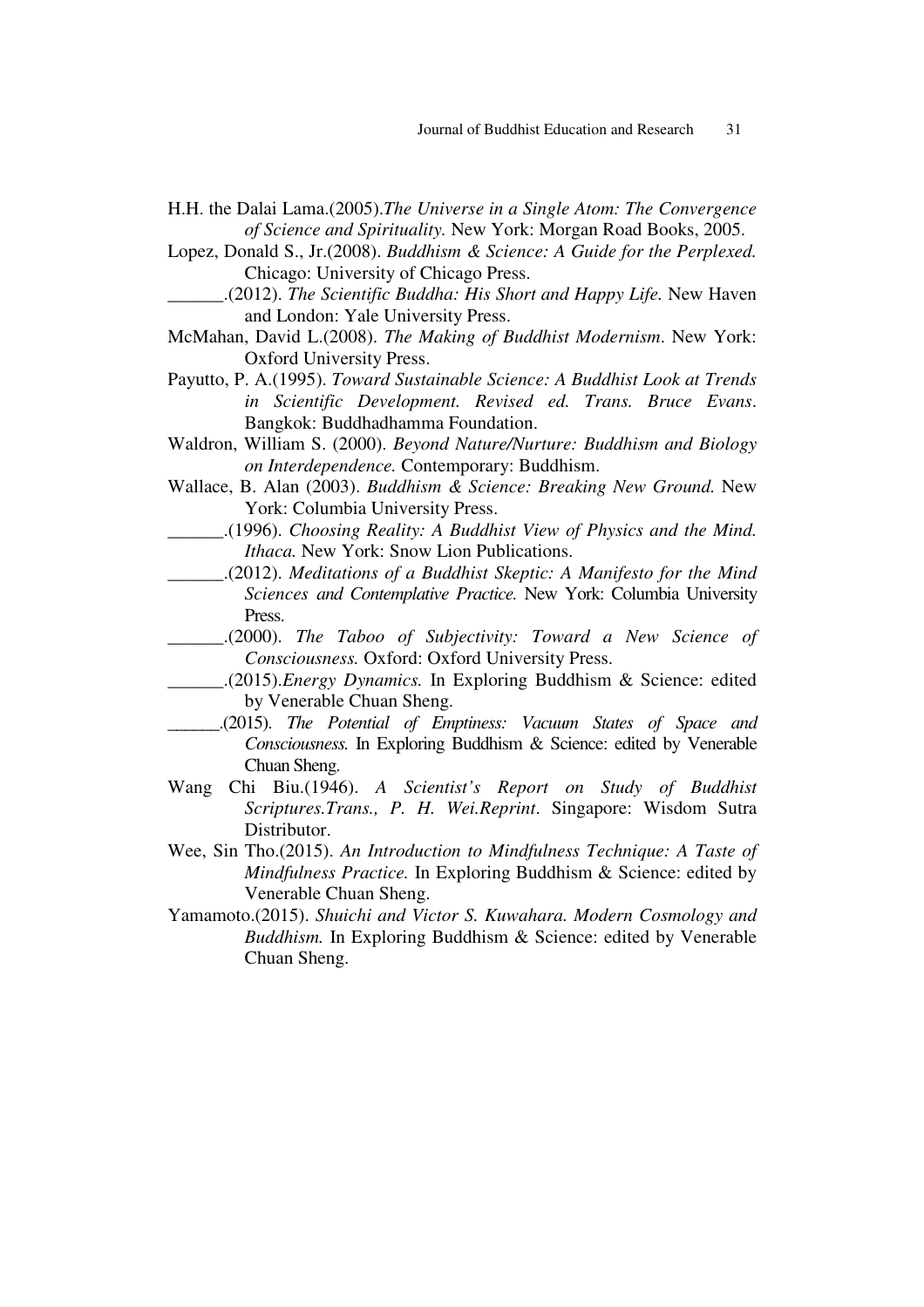H.H. the Dalai Lama.(2005).*The Universe in a Single Atom: The Convergence of Science and Spirituality.* New York: Morgan Road Books, 2005.

Lopez, Donald S., Jr.(2008). *Buddhism & Science: A Guide for the Perplexed.* Chicago: University of Chicago Press.

______.(2012). *The Scientific Buddha: His Short and Happy Life.* New Haven and London: Yale University Press.

McMahan, David L.(2008). *The Making of Buddhist Modernism*. New York: Oxford University Press.

Payutto, P. A.(1995). *Toward Sustainable Science: A Buddhist Look at Trends in Scientific Development. Revised ed. Trans. Bruce Evans*. Bangkok: Buddhadhamma Foundation.

Waldron, William S. (2000). *Beyond Nature/Nurture: Buddhism and Biology on Interdependence.* Contemporary: Buddhism.

Wallace, B. Alan (2003). *Buddhism & Science: Breaking New Ground.* New York: Columbia University Press.

______.(1996). *Choosing Reality: A Buddhist View of Physics and the Mind. Ithaca.* New York: Snow Lion Publications.

______.(2012). *Meditations of a Buddhist Skeptic: A Manifesto for the Mind Sciences and Contemplative Practice.* New York: Columbia University Press.

______.(2000). *The Taboo of Subjectivity: Toward a New Science of Consciousness.* Oxford: Oxford University Press.

______.(2015).*Energy Dynamics.* In Exploring Buddhism & Science: edited by Venerable Chuan Sheng.

______.(2015). *The Potential of Emptiness: Vacuum States of Space and Consciousness.* In Exploring Buddhism & Science: edited by Venerable Chuan Sheng.

Wang Chi Biu.(1946). *A Scientist's Report on Study of Buddhist Scriptures.Trans., P. H. Wei.Reprint*. Singapore: Wisdom Sutra Distributor.

Wee, Sin Tho.(2015). *An Introduction to Mindfulness Technique: A Taste of Mindfulness Practice.* In Exploring Buddhism & Science: edited by Venerable Chuan Sheng.

Yamamoto.(2015). *Shuichi and Victor S. Kuwahara. Modern Cosmology and Buddhism.* In Exploring Buddhism & Science: edited by Venerable Chuan Sheng.